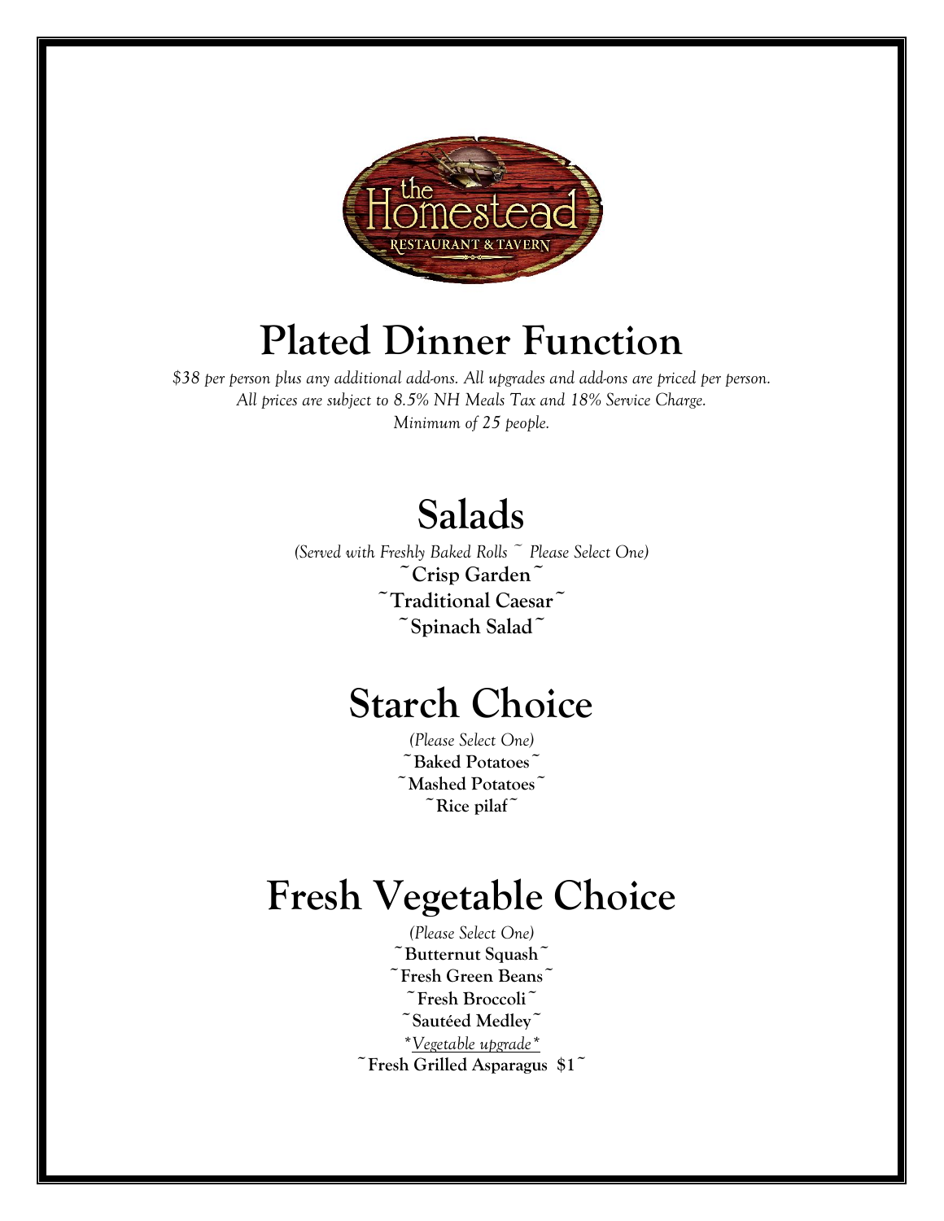# Plated Dinner Function

*$38 per person plus any additional add-ons. All upgrades and add-ons are priced per person.*
*All prices are subject to 8.5% NH Meals Tax and 18% Service Charge.*
*Minimum of 25 people.*

## Salads

*(Served with Freshly Baked Rolls ~ Please Select One)*

**~Crisp Garden~**

**~Traditional Caesar~**

**~Spinach Salad~**

## Starch Choice

*(Please Select One)*

**~Baked Potatoes~**

**~Mashed Potatoes~**

**~Rice pilaf~**

## Fresh Vegetable Choice

*(Please Select One)*

**~Butternut Squash~**

**~Fresh Green Beans~**

**~Fresh Broccoli~**

**~Sautéed Medley~**

*\*Vegetable upgrade\**

**~Fresh Grilled Asparagus $1~**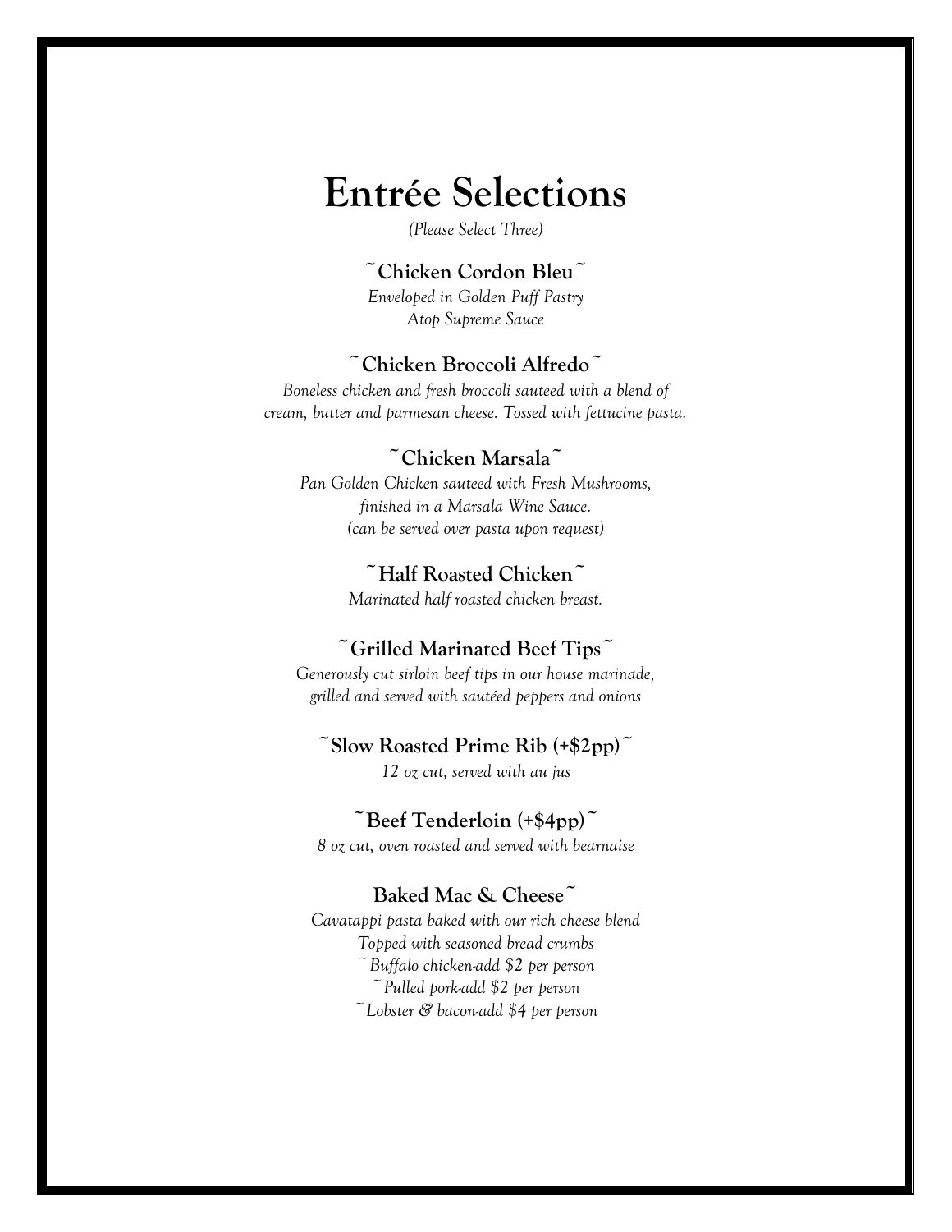# Entrée Selections

*(Please Select Three)*

**~Chicken Cordon Bleu~**

*Enveloped in Golden Puff Pastry*
*Atop Supreme Sauce*

**~Chicken Broccoli Alfredo~**

*Boneless chicken and fresh broccoli sauteed with a blend of cream, butter and parmesan cheese. Tossed with fettucine pasta.*

**~Chicken Marsala~**

*Pan Golden Chicken sauteed with Fresh Mushrooms,*
*finished in a Marsala Wine Sauce.*
*(can be served over pasta upon request)*

**~Half Roasted Chicken~**

*Marinated half roasted chicken breast.*

**~Grilled Marinated Beef Tips~**

*Generously cut sirloin beef tips in our house marinade,*
*grilled and served with sautéed peppers and onions*

**~Slow Roasted Prime Rib (+$2pp)~**

*12 oz cut, served with au jus*

**~Beef Tenderloin (+$4pp)~**

*8 oz cut, oven roasted and served with bearnaise*

**Baked Mac & Cheese~**

*Cavatappi pasta baked with our rich cheese blend*
*Topped with seasoned bread crumbs*
*~Buffalo chicken-add $2 per person*
*~Pulled pork-add $2 per person*
*~Lobster & bacon-add $4 per person*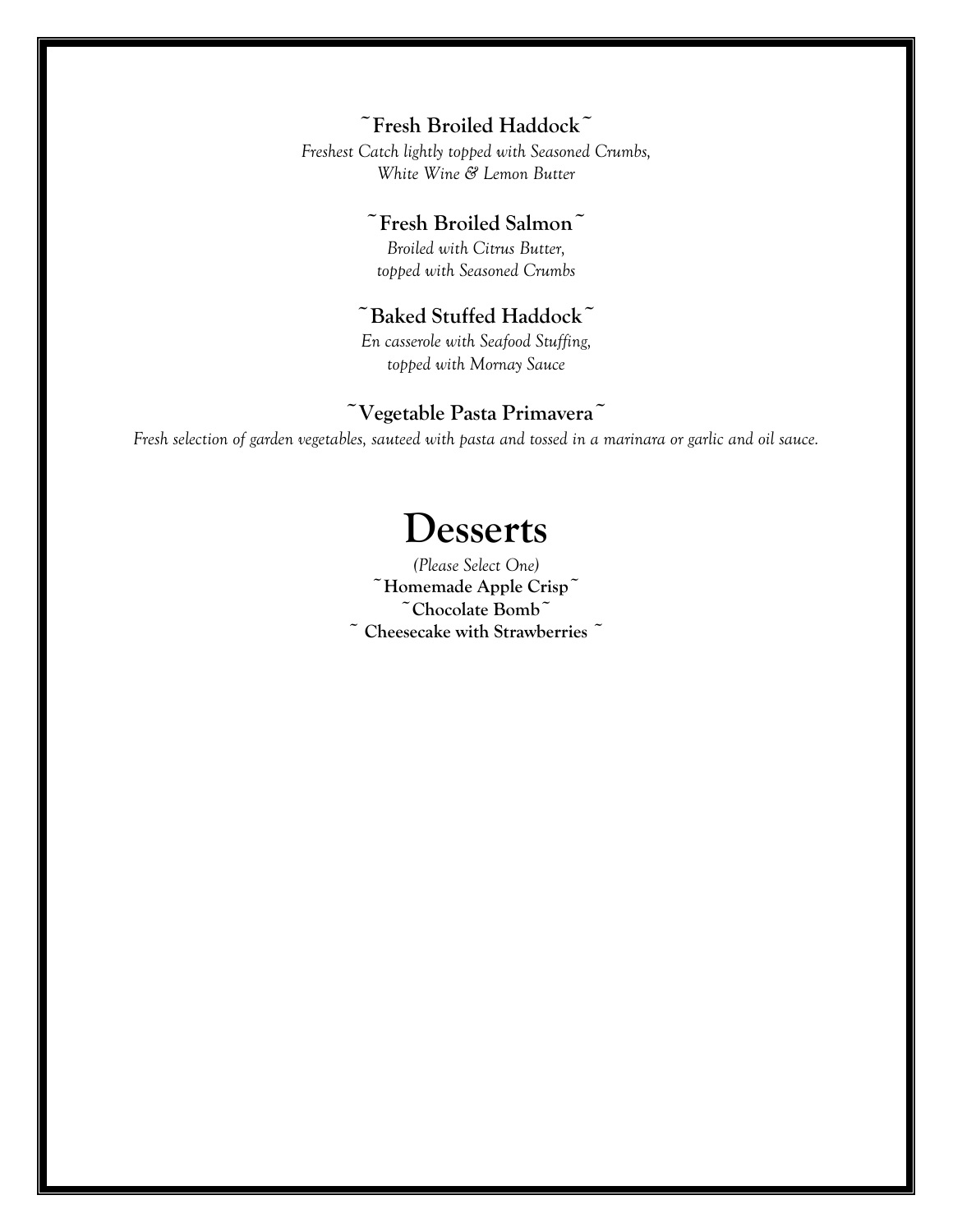**~Fresh Broiled Haddock~**

*Freshest Catch lightly topped with Seasoned Crumbs,*
*White Wine & Lemon Butter*

**~Fresh Broiled Salmon~**

*Broiled with Citrus Butter,*
*topped with Seasoned Crumbs*

**~Baked Stuffed Haddock~**

*En casserole with Seafood Stuffing,*
*topped with Mornay Sauce*

**~Vegetable Pasta Primavera~**

*Fresh selection of garden vegetables, sauteed with pasta and tossed in a marinara or garlic and oil sauce.*

# Desserts

*(Please Select One)*

**~Homemade Apple Crisp~**

**~Chocolate Bomb~**

**~ Cheesecake with Strawberries ~**